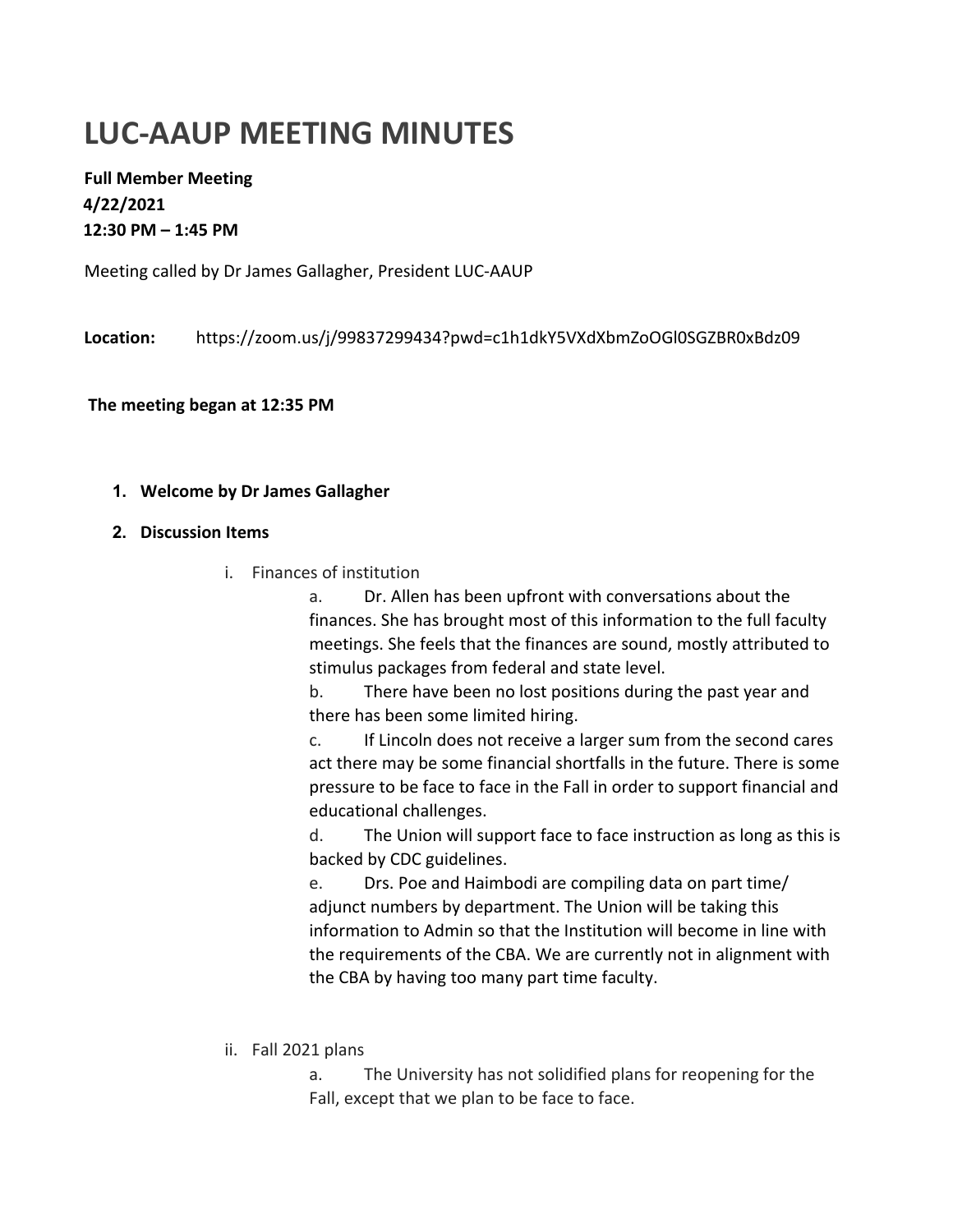# LUC-AAUP MEETING MINUTES

**Full Member Meeting**
**4/22/2021**
**12:30 PM – 1:45 PM**

Meeting called by Dr James Gallagher, President LUC-AAUP

**Location:** https://zoom.us/j/99837299434?pwd=c1h1dkY5VXdXbmZoOGl0SGZBR0xBdz09

**The meeting began at 12:35 PM**

1. **Welcome by Dr James Gallagher**
2. **Discussion Items**

   i. Finances of institution

      a. Dr. Allen has been upfront with conversations about the finances. She has brought most of this information to the full faculty meetings. She feels that the finances are sound, mostly attributed to stimulus packages from federal and state level.

      b. There have been no lost positions during the past year and there has been some limited hiring.

      c. If Lincoln does not receive a larger sum from the second cares act there may be some financial shortfalls in the future. There is some pressure to be face to face in the Fall in order to support financial and educational challenges.

      d. The Union will support face to face instruction as long as this is backed by CDC guidelines.

      e. Drs. Poe and Haimbodi are compiling data on part time/ adjunct numbers by department. The Union will be taking this information to Admin so that the Institution will become in line with the requirements of the CBA. We are currently not in alignment with the CBA by having too many part time faculty.

   ii. Fall 2021 plans

      a. The University has not solidified plans for reopening for the Fall, except that we plan to be face to face.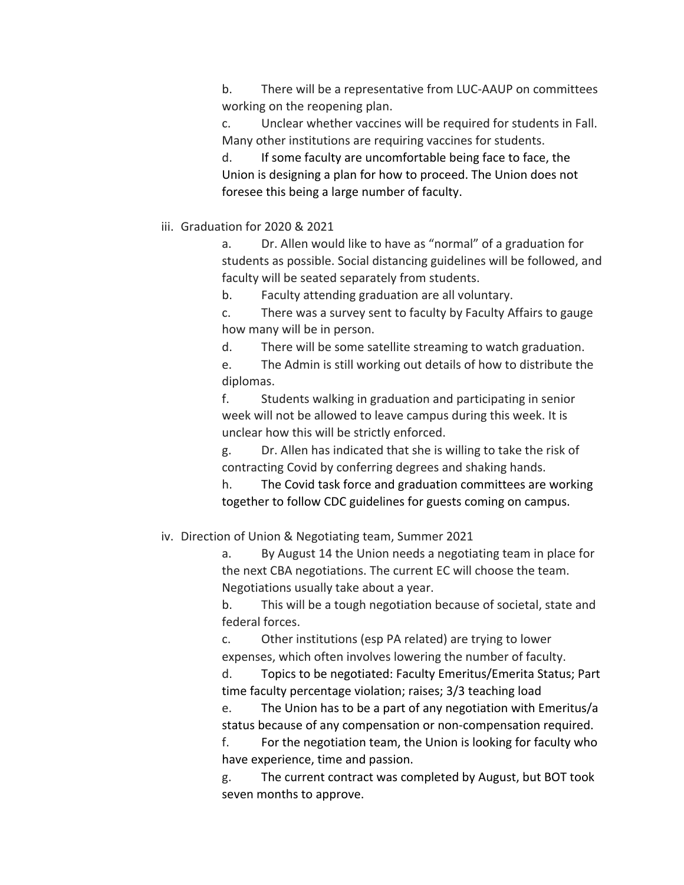b. There will be a representative from LUC-AAUP on committees working on the reopening plan.

c. Unclear whether vaccines will be required for students in Fall. Many other institutions are requiring vaccines for students.

d. If some faculty are uncomfortable being face to face, the Union is designing a plan for how to proceed. The Union does not foresee this being a large number of faculty.

iii. Graduation for 2020 & 2021

a. Dr. Allen would like to have as "normal" of a graduation for students as possible. Social distancing guidelines will be followed, and faculty will be seated separately from students.

b. Faculty attending graduation are all voluntary.

c. There was a survey sent to faculty by Faculty Affairs to gauge how many will be in person.

d. There will be some satellite streaming to watch graduation.

e. The Admin is still working out details of how to distribute the diplomas.

f. Students walking in graduation and participating in senior week will not be allowed to leave campus during this week. It is unclear how this will be strictly enforced.

g. Dr. Allen has indicated that she is willing to take the risk of contracting Covid by conferring degrees and shaking hands.

h. The Covid task force and graduation committees are working together to follow CDC guidelines for guests coming on campus.

iv. Direction of Union & Negotiating team, Summer 2021

a. By August 14 the Union needs a negotiating team in place for the next CBA negotiations. The current EC will choose the team. Negotiations usually take about a year.

b. This will be a tough negotiation because of societal, state and federal forces.

c. Other institutions (esp PA related) are trying to lower expenses, which often involves lowering the number of faculty.

d. Topics to be negotiated: Faculty Emeritus/Emerita Status; Part time faculty percentage violation; raises; 3/3 teaching load

e. The Union has to be a part of any negotiation with Emeritus/a status because of any compensation or non-compensation required.

f. For the negotiation team, the Union is looking for faculty who have experience, time and passion.

g. The current contract was completed by August, but BOT took seven months to approve.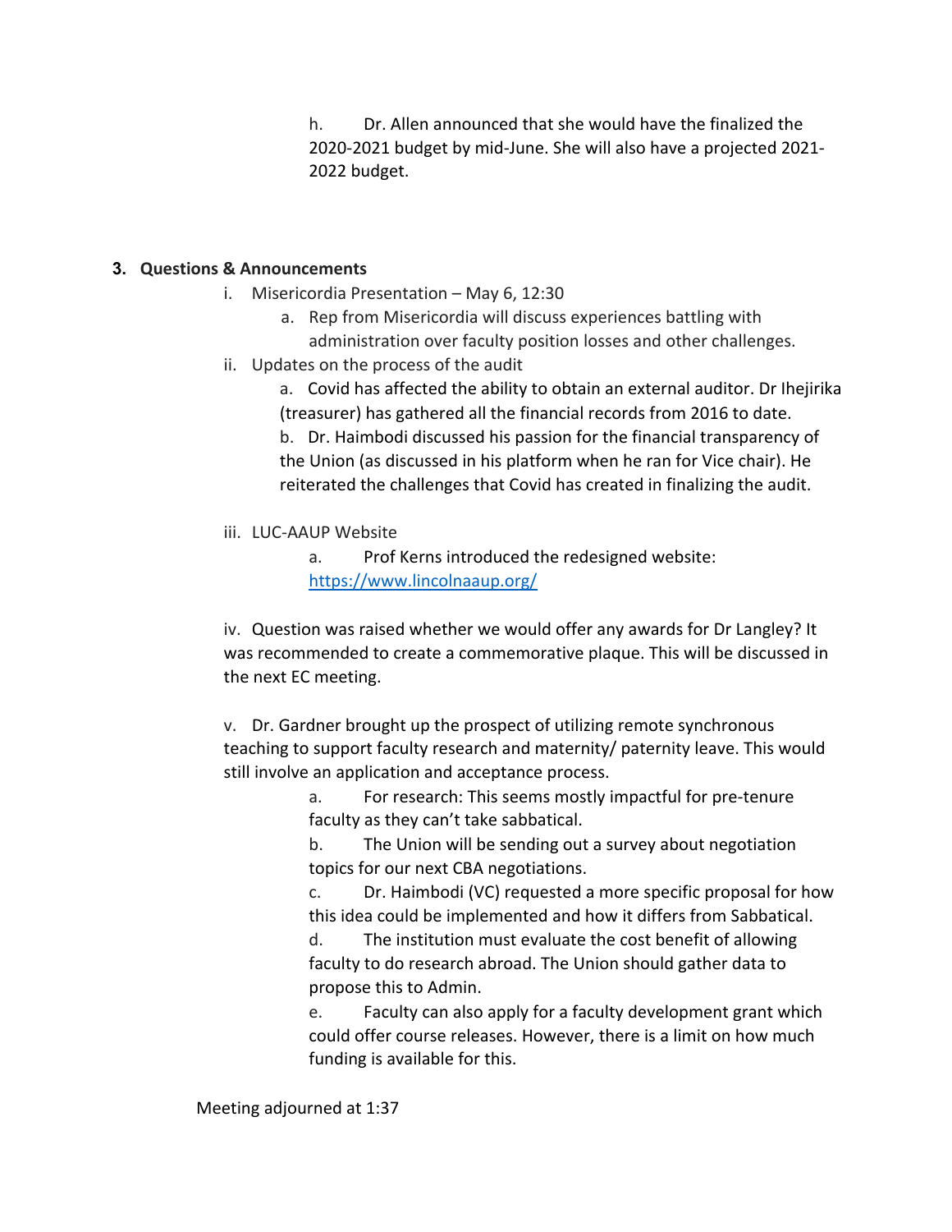h. Dr. Allen announced that she would have the finalized the 2020-2021 budget by mid-June. She will also have a projected 2021-2022 budget.

3. **Questions & Announcements**

   i. Misericordia Presentation – May 6, 12:30

      a. Rep from Misericordia will discuss experiences battling with administration over faculty position losses and other challenges.

   ii. Updates on the process of the audit

      a. Covid has affected the ability to obtain an external auditor. Dr Ihejirika (treasurer) has gathered all the financial records from 2016 to date.

      b. Dr. Haimbodi discussed his passion for the financial transparency of the Union (as discussed in his platform when he ran for Vice chair). He reiterated the challenges that Covid has created in finalizing the audit.

   iii. LUC-AAUP Website

      a. Prof Kerns introduced the redesigned website: https://www.lincolnaaup.org/

   iv. Question was raised whether we would offer any awards for Dr Langley? It was recommended to create a commemorative plaque. This will be discussed in the next EC meeting.

   v. Dr. Gardner brought up the prospect of utilizing remote synchronous teaching to support faculty research and maternity/ paternity leave. This would still involve an application and acceptance process.

      a. For research: This seems mostly impactful for pre-tenure faculty as they can't take sabbatical.

      b. The Union will be sending out a survey about negotiation topics for our next CBA negotiations.

      c. Dr. Haimbodi (VC) requested a more specific proposal for how this idea could be implemented and how it differs from Sabbatical.

      d. The institution must evaluate the cost benefit of allowing faculty to do research abroad. The Union should gather data to propose this to Admin.

      e. Faculty can also apply for a faculty development grant which could offer course releases. However, there is a limit on how much funding is available for this.

Meeting adjourned at 1:37